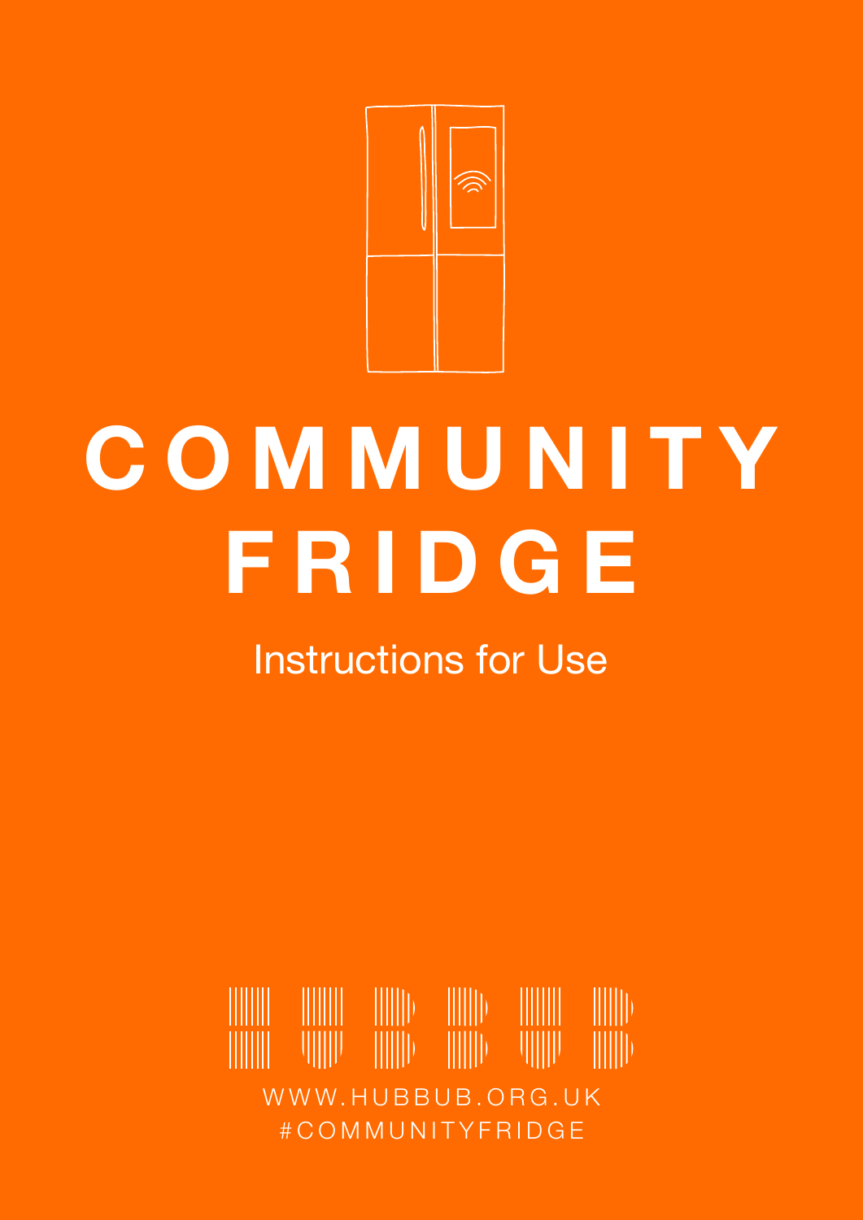# COMMUNITY FRIDGE

## Instructions for Use

HUBBUB

WWW.HUBBUB.ORG.UK

#COMMUNITYFRIDGE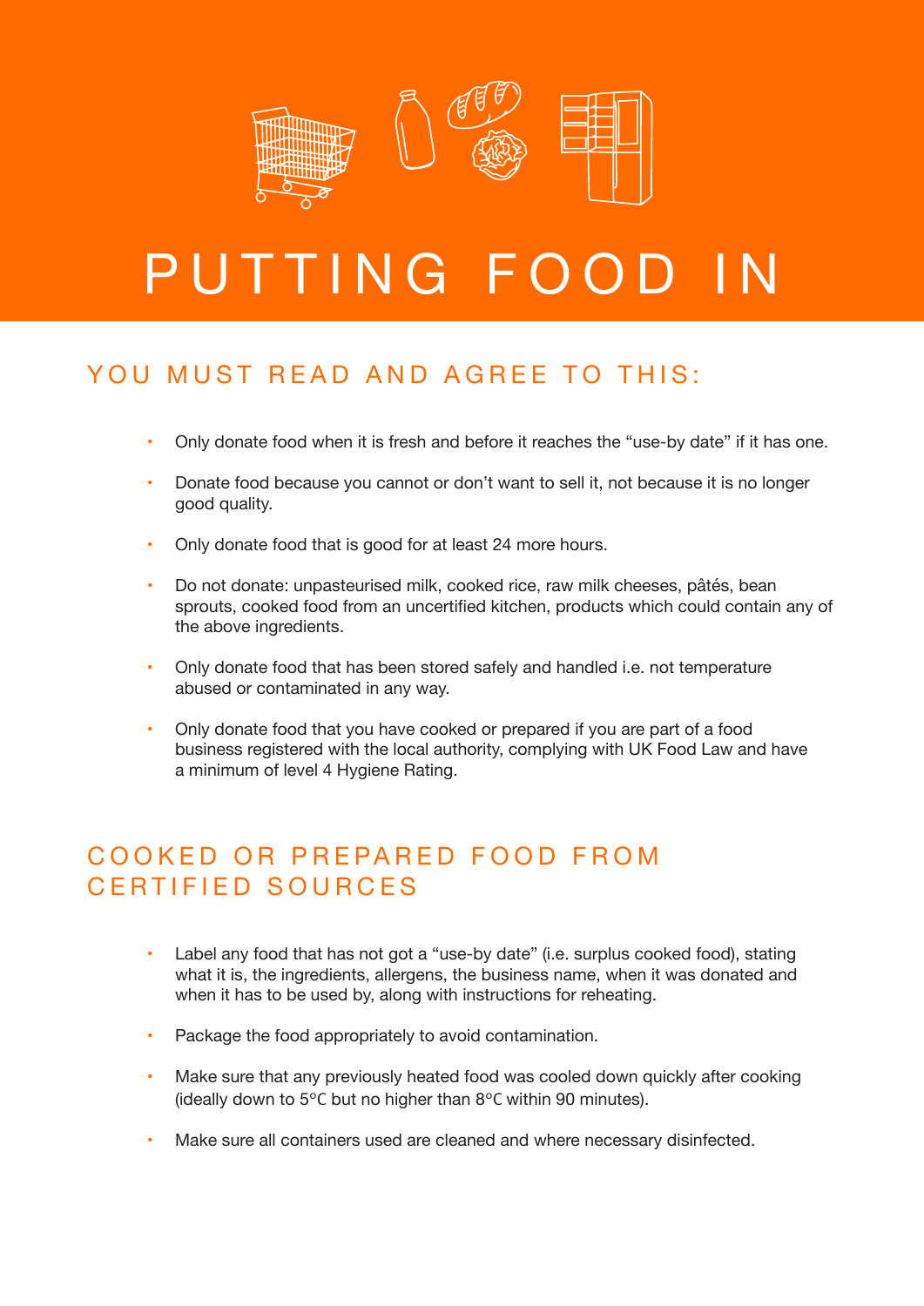# PUTTING FOOD IN

## YOU MUST READ AND AGREE TO THIS:

- Only donate food when it is fresh and before it reaches the "use-by date" if it has one.
- Donate food because you cannot or don't want to sell it, not because it is no longer good quality.
- Only donate food that is good for at least 24 more hours.
- Do not donate: unpasteurised milk, cooked rice, raw milk cheeses, pâtés, bean sprouts, cooked food from an uncertified kitchen, products which could contain any of the above ingredients.
- Only donate food that has been stored safely and handled i.e. not temperature abused or contaminated in any way.
- Only donate food that you have cooked or prepared if you are part of a food business registered with the local authority, complying with UK Food Law and have a minimum of level 4 Hygiene Rating.

## COOKED OR PREPARED FOOD FROM CERTIFIED SOURCES

- Label any food that has not got a "use-by date" (i.e. surplus cooked food), stating what it is, the ingredients, allergens, the business name, when it was donated and when it has to be used by, along with instructions for reheating.
- Package the food appropriately to avoid contamination.
- Make sure that any previously heated food was cooled down quickly after cooking (ideally down to 5°C but no higher than 8°C within 90 minutes).
- Make sure all containers used are cleaned and where necessary disinfected.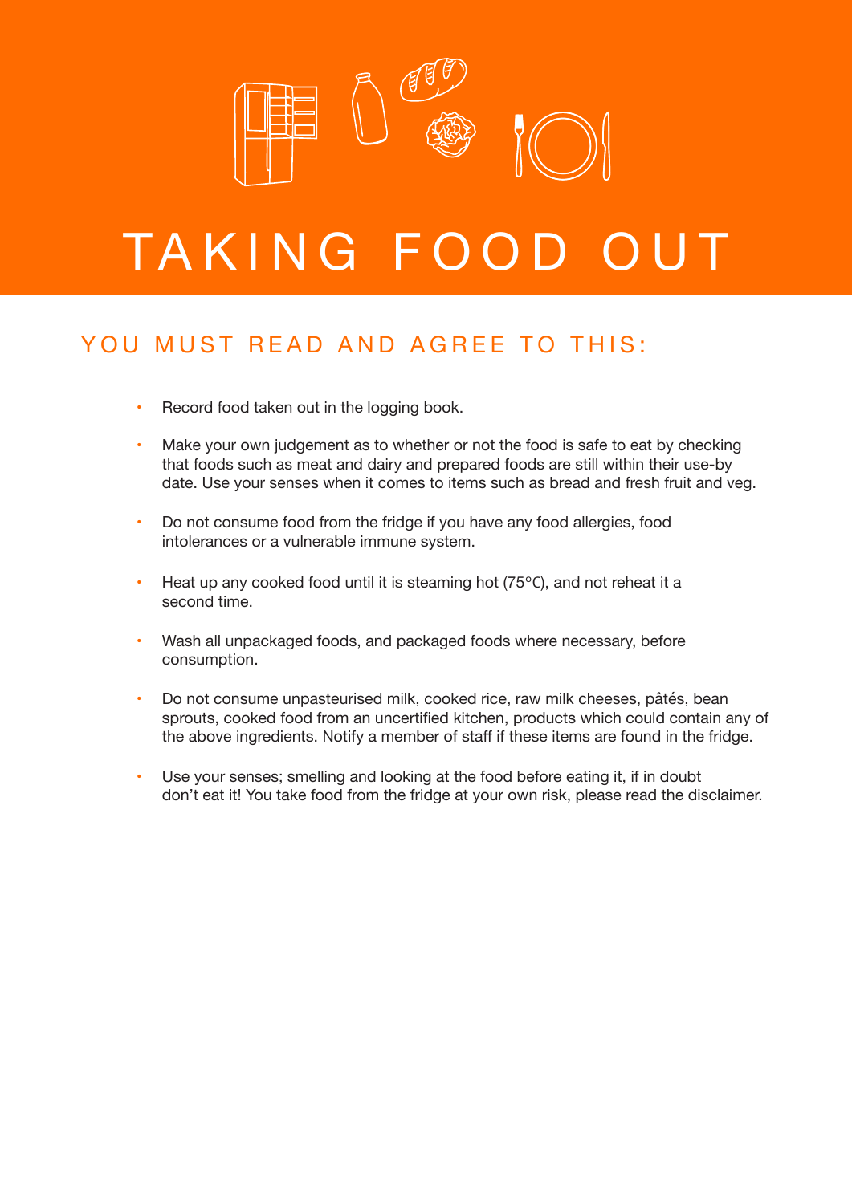# TAKING FOOD OUT

## YOU MUST READ AND AGREE TO THIS:

- Record food taken out in the logging book.
- Make your own judgement as to whether or not the food is safe to eat by checking that foods such as meat and dairy and prepared foods are still within their use-by date. Use your senses when it comes to items such as bread and fresh fruit and veg.
- Do not consume food from the fridge if you have any food allergies, food intolerances or a vulnerable immune system.
- Heat up any cooked food until it is steaming hot (75°C), and not reheat it a second time.
- Wash all unpackaged foods, and packaged foods where necessary, before consumption.
- Do not consume unpasteurised milk, cooked rice, raw milk cheeses, pâtés, bean sprouts, cooked food from an uncertified kitchen, products which could contain any of the above ingredients. Notify a member of staff if these items are found in the fridge.
- Use your senses; smelling and looking at the food before eating it, if in doubt don't eat it! You take food from the fridge at your own risk, please read the disclaimer.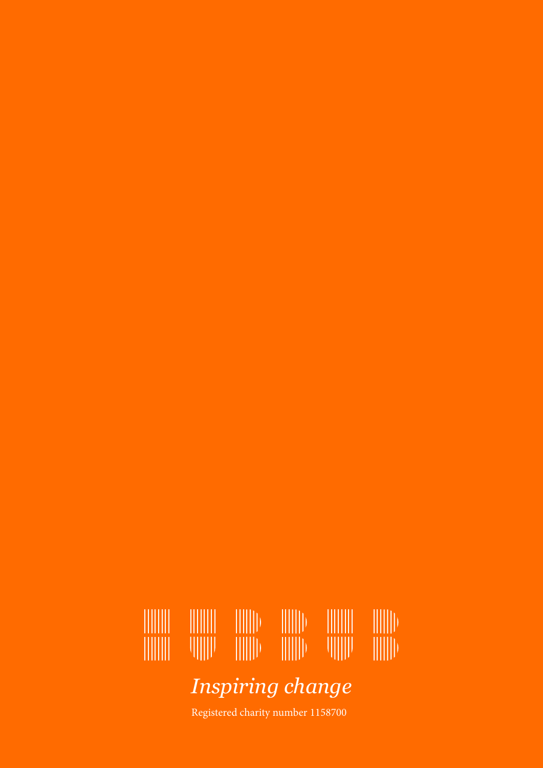HUBBUB

*Inspiring change*

Registered charity number 1158700